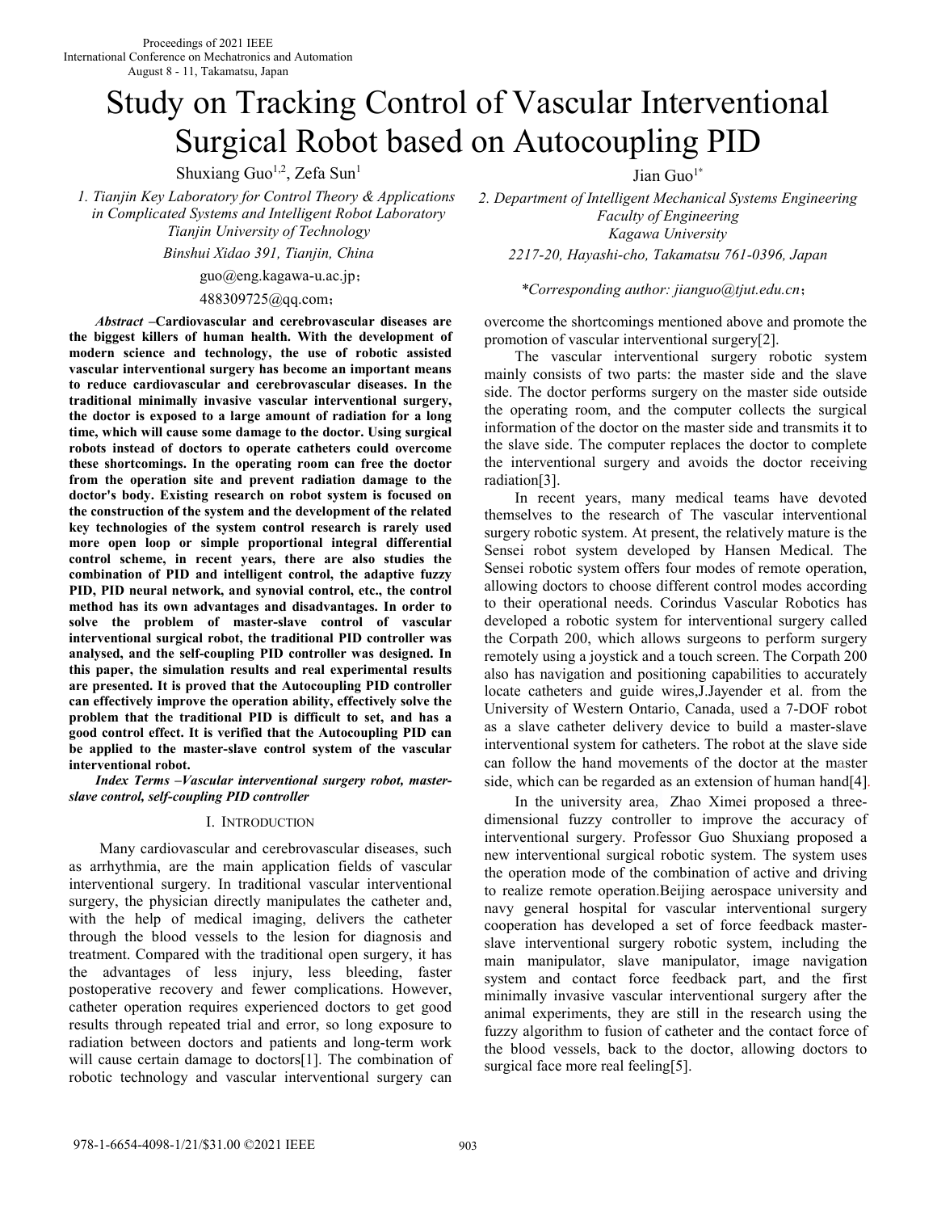# Study on Tracking Control of Vascular Interventional Surgical Robot based on Autocoupling PID

Shuxiang Guo[1,2], Zefa Sun[1]

*1. Tianjin Key Laboratory for Control Theory & Applications in Complicated Systems and Intelligent Robot Laboratory Tianjin University of Technology*

*Binshui Xidao 391, Tianjin, China*

guo@eng.kagawa-u.ac.jp;

488309725@qq.com;

Jian Guo[1*]

*2. Department of Intelligent Mechanical Systems Engineering Faculty of Engineering Kagawa University*

*2217-20, Hayashi-cho, Takamatsu 761-0396, Japan*

*\*Corresponding author: jianguo@tjut.edu.cn*;

***Abstract* –Cardiovascular and cerebrovascular diseases are the biggest killers of human health. With the development of modern science and technology, the use of robotic assisted vascular interventional surgery has become an important means to reduce cardiovascular and cerebrovascular diseases. In the traditional minimally invasive vascular interventional surgery, the doctor is exposed to a large amount of radiation for a long time, which will cause some damage to the doctor. Using surgical robots instead of doctors to operate catheters could overcome these shortcomings. In the operating room can free the doctor from the operation site and prevent radiation damage to the doctor's body. Existing research on robot system is focused on the construction of the system and the development of the related key technologies of the system control research is rarely used more open loop or simple proportional integral differential control scheme, in recent years, there are also studies the combination of PID and intelligent control, the adaptive fuzzy PID, PID neural network, and synovial control, etc., the control method has its own advantages and disadvantages. In order to solve the problem of master-slave control of vascular interventional surgical robot, the traditional PID controller was analysed, and the self-coupling PID controller was designed. In this paper, the simulation results and real experimental results are presented. It is proved that the Autocoupling PID controller can effectively improve the operation ability, effectively solve the problem that the traditional PID is difficult to set, and has a good control effect. It is verified that the Autocoupling PID can be applied to the master-slave control system of the vascular interventional robot.**

***Index Terms* –*Vascular interventional surgery robot, master-slave control, self-coupling PID controller***

## I. INTRODUCTION

Many cardiovascular and cerebrovascular diseases, such as arrhythmia, are the main application fields of vascular interventional surgery. In traditional vascular interventional surgery, the physician directly manipulates the catheter and, with the help of medical imaging, delivers the catheter through the blood vessels to the lesion for diagnosis and treatment. Compared with the traditional open surgery, it has the advantages of less injury, less bleeding, faster postoperative recovery and fewer complications. However, catheter operation requires experienced doctors to get good results through repeated trial and error, so long exposure to radiation between doctors and patients and long-term work will cause certain damage to doctors[1]. The combination of robotic technology and vascular interventional surgery can overcome the shortcomings mentioned above and promote the promotion of vascular interventional surgery[2].

The vascular interventional surgery robotic system mainly consists of two parts: the master side and the slave side. The doctor performs surgery on the master side outside the operating room, and the computer collects the surgical information of the doctor on the master side and transmits it to the slave side. The computer replaces the doctor to complete the interventional surgery and avoids the doctor receiving radiation[3].

In recent years, many medical teams have devoted themselves to the research of The vascular interventional surgery robotic system. At present, the relatively mature is the Sensei robot system developed by Hansen Medical. The Sensei robotic system offers four modes of remote operation, allowing doctors to choose different control modes according to their operational needs. Corindus Vascular Robotics has developed a robotic system for interventional surgery called the Corpath 200, which allows surgeons to perform surgery remotely using a joystick and a touch screen. The Corpath 200 also has navigation and positioning capabilities to accurately locate catheters and guide wires,J.Jayender et al. from the University of Western Ontario, Canada, used a 7-DOF robot as a slave catheter delivery device to build a master-slave interventional system for catheters. The robot at the slave side can follow the hand movements of the doctor at the master side, which can be regarded as an extension of human hand[4].

In the university area, Zhao Ximei proposed a three-dimensional fuzzy controller to improve the accuracy of interventional surgery. Professor Guo Shuxiang proposed a new interventional surgical robotic system. The system uses the operation mode of the combination of active and driving to realize remote operation.Beijing aerospace university and navy general hospital for vascular interventional surgery cooperation has developed a set of force feedback master-slave interventional surgery robotic system, including the main manipulator, slave manipulator, image navigation system and contact force feedback part, and the first minimally invasive vascular interventional surgery after the animal experiments, they are still in the research using the fuzzy algorithm to fusion of catheter and the contact force of the blood vessels, back to the doctor, allowing doctors to surgical face more real feeling[5].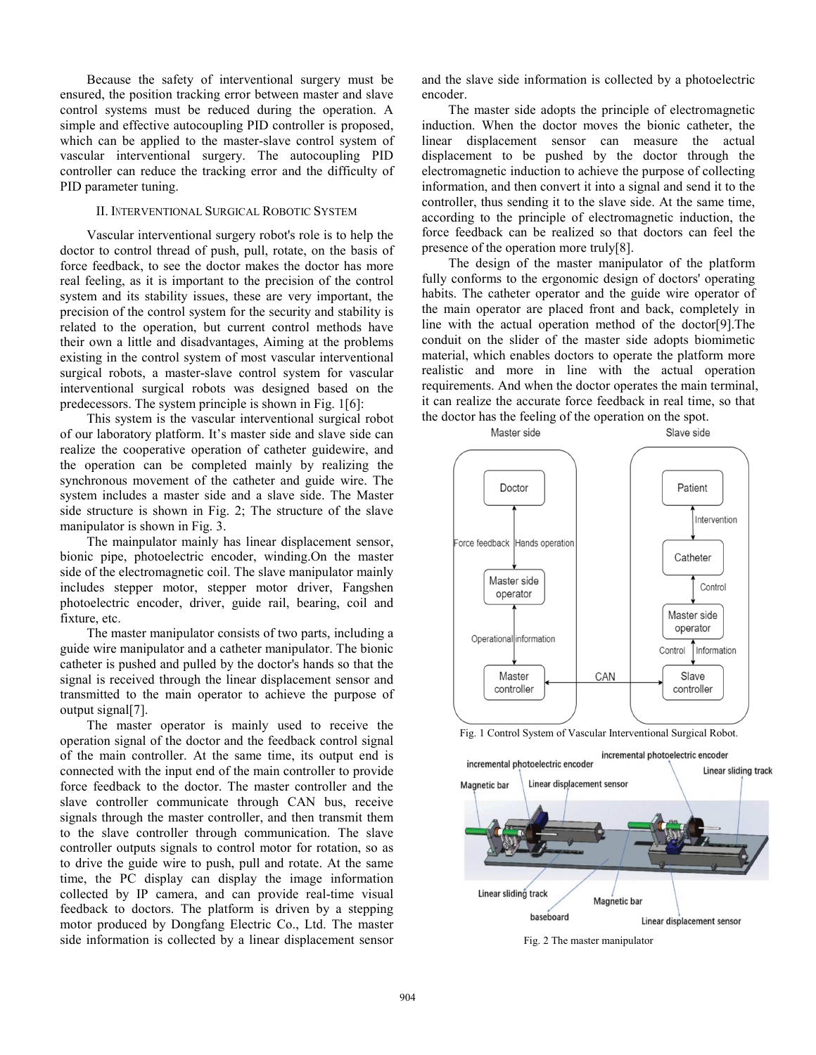Because the safety of interventional surgery must be ensured, the position tracking error between master and slave control systems must be reduced during the operation. A simple and effective autocoupling PID controller is proposed, which can be applied to the master-slave control system of vascular interventional surgery. The autocoupling PID controller can reduce the tracking error and the difficulty of PID parameter tuning.

## II. Interventional Surgical Robotic System

Vascular interventional surgery robot's role is to help the doctor to control thread of push, pull, rotate, on the basis of force feedback, to see the doctor makes the doctor has more real feeling, as it is important to the precision of the control system and its stability issues, these are very important, the precision of the control system for the security and stability is related to the operation, but current control methods have their own a little and disadvantages, Aiming at the problems existing in the control system of most vascular interventional surgical robots, a master-slave control system for vascular interventional surgical robots was designed based on the predecessors. The system principle is shown in Fig. 1[6]:

This system is the vascular interventional surgical robot of our laboratory platform. It's master side and slave side can realize the cooperative operation of catheter guidewire, and the operation can be completed mainly by realizing the synchronous movement of the catheter and guide wire. The system includes a master side and a slave side. The Master side structure is shown in Fig. 2; The structure of the slave manipulator is shown in Fig. 3.

The mainpulator mainly has linear displacement sensor, bionic pipe, photoelectric encoder, winding.On the master side of the electromagnetic coil. The slave manipulator mainly includes stepper motor, stepper motor driver, Fangshen photoelectric encoder, driver, guide rail, bearing, coil and fixture, etc.

The master manipulator consists of two parts, including a guide wire manipulator and a catheter manipulator. The bionic catheter is pushed and pulled by the doctor's hands so that the signal is received through the linear displacement sensor and transmitted to the main operator to achieve the purpose of output signal[7].

The master operator is mainly used to receive the operation signal of the doctor and the feedback control signal of the main controller. At the same time, its output end is connected with the input end of the main controller to provide force feedback to the doctor. The master controller and the slave controller communicate through CAN bus, receive signals through the master controller, and then transmit them to the slave controller through communication. The slave controller outputs signals to control motor for rotation, so as to drive the guide wire to push, pull and rotate. At the same time, the PC display can display the image information collected by IP camera, and can provide real-time visual feedback to doctors. The platform is driven by a stepping motor produced by Dongfang Electric Co., Ltd. The master side information is collected by a linear displacement sensor and the slave side information is collected by a photoelectric encoder.

The master side adopts the principle of electromagnetic induction. When the doctor moves the bionic catheter, the linear displacement sensor can measure the actual displacement to be pushed by the doctor through the electromagnetic induction to achieve the purpose of collecting information, and then convert it into a signal and send it to the controller, thus sending it to the slave side. At the same time, according to the principle of electromagnetic induction, the force feedback can be realized so that doctors can feel the presence of the operation more truly[8].

The design of the master manipulator of the platform fully conforms to the ergonomic design of doctors' operating habits. The catheter operator and the guide wire operator of the main operator are placed front and back, completely in line with the actual operation method of the doctor[9].The conduit on the slider of the master side adopts biomimetic material, which enables doctors to operate the platform more realistic and more in line with the actual operation requirements. And when the doctor operates the main terminal, it can realize the accurate force feedback in real time, so that the doctor has the feeling of the operation on the spot.

Fig. 1 Control System of Vascular Interventional Surgical Robot.

Fig. 2 The master manipulator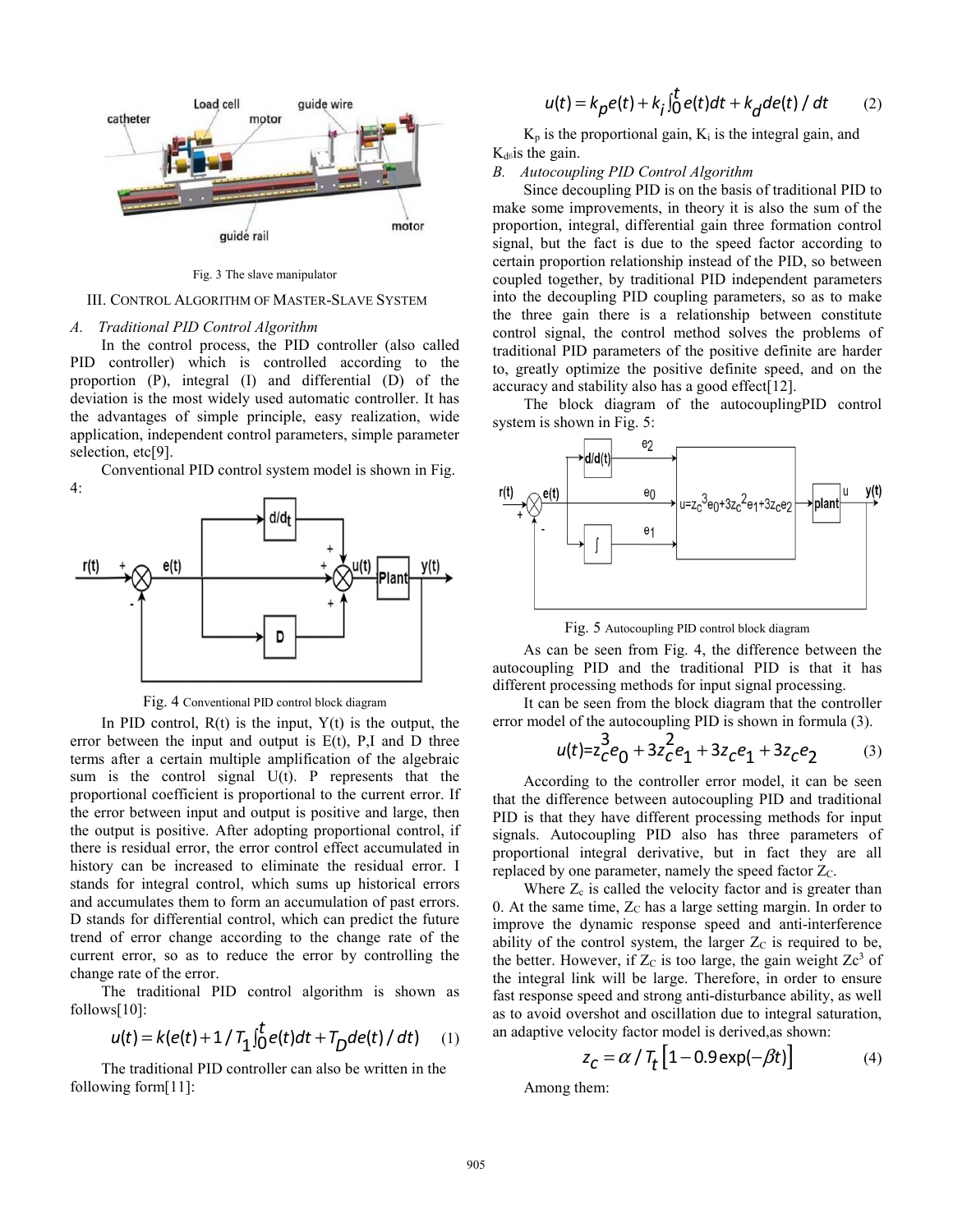Fig. 3 The slave manipulator

## III. Control Algorithm of Master-Slave System

### *A. Traditional PID Control Algorithm*

In the control process, the PID controller (also called PID controller) which is controlled according to the proportion (P), integral (I) and differential (D) of the deviation is the most widely used automatic controller. It has the advantages of simple principle, easy realization, wide application, independent control parameters, simple parameter selection, etc[9].

Conventional PID control system model is shown in Fig. 4:

Fig. 4 Conventional PID control block diagram

In PID control, R(t) is the input, Y(t) is the output, the error between the input and output is E(t), P,I and D three terms after a certain multiple amplification of the algebraic sum is the control signal U(t). P represents that the proportional coefficient is proportional to the current error. If the error between input and output is positive and large, then the output is positive. After adopting proportional control, if there is residual error, the error control effect accumulated in history can be increased to eliminate the residual error. I stands for integral control, which sums up historical errors and accumulates them to form an accumulation of past errors. D stands for differential control, which can predict the future trend of error change according to the change rate of the current error, so as to reduce the error by controlling the change rate of the error.

The traditional PID control algorithm is shown as follows[10]:

$$u(t) = k(e(t) + 1/T_1 \int_0^t e(t)dt + T_D de(t)/dt) \quad (1)$$

The traditional PID controller can also be written in the following form[11]:

$$u(t) = k_p e(t) + k_i \int_0^t e(t)dt + k_d de(t)/dt \quad (2)$$

$K_p$ is the proportional gain, $K_i$ is the integral gain, and $K_d$ is the gain.

### *B. Autocoupling PID Control Algorithm*

Since decoupling PID is on the basis of traditional PID to make some improvements, in theory it is also the sum of the proportion, integral, differential gain three formation control signal, but the fact is due to the speed factor according to certain proportion relationship instead of the PID, so between coupled together, by traditional PID independent parameters into the decoupling PID coupling parameters, so as to make the three gain there is a relationship between constitute control signal, the control method solves the problems of traditional PID parameters of the positive definite are harder to, greatly optimize the positive definite speed, and on the accuracy and stability also has a good effect[12].

The block diagram of the autocouplingPID control system is shown in Fig. 5:

Fig. 5 Autocoupling PID control block diagram

As can be seen from Fig. 4, the difference between the autocoupling PID and the traditional PID is that it has different processing methods for input signal processing.

It can be seen from the block diagram that the controller error model of the autocoupling PID is shown in formula (3).

$$u(t) = z_c^3 e_0 + 3z_c^2 e_1 + 3z_c e_1 + 3z_c e_2 \quad (3)$$

According to the controller error model, it can be seen that the difference between autocoupling PID and traditional PID is that they have different processing methods for input signals. Autocoupling PID also has three parameters of proportional integral derivative, but in fact they are all replaced by one parameter, namely the speed factor $Z_C$.

Where $Z_c$ is called the velocity factor and is greater than 0. At the same time, $Z_C$ has a large setting margin. In order to improve the dynamic response speed and anti-interference ability of the control system, the larger $Z_C$ is required to be, the better. However, if $Z_C$ is too large, the gain weight $Z_c^3$ of the integral link will be large. Therefore, in order to ensure fast response speed and strong anti-disturbance ability, as well as to avoid overshoot and oscillation due to integral saturation, an adaptive velocity factor model is derived,as shown:

$$z_c = \alpha / T_t \left[1 - 0.9\exp(-\beta t)\right] \quad (4)$$

Among them: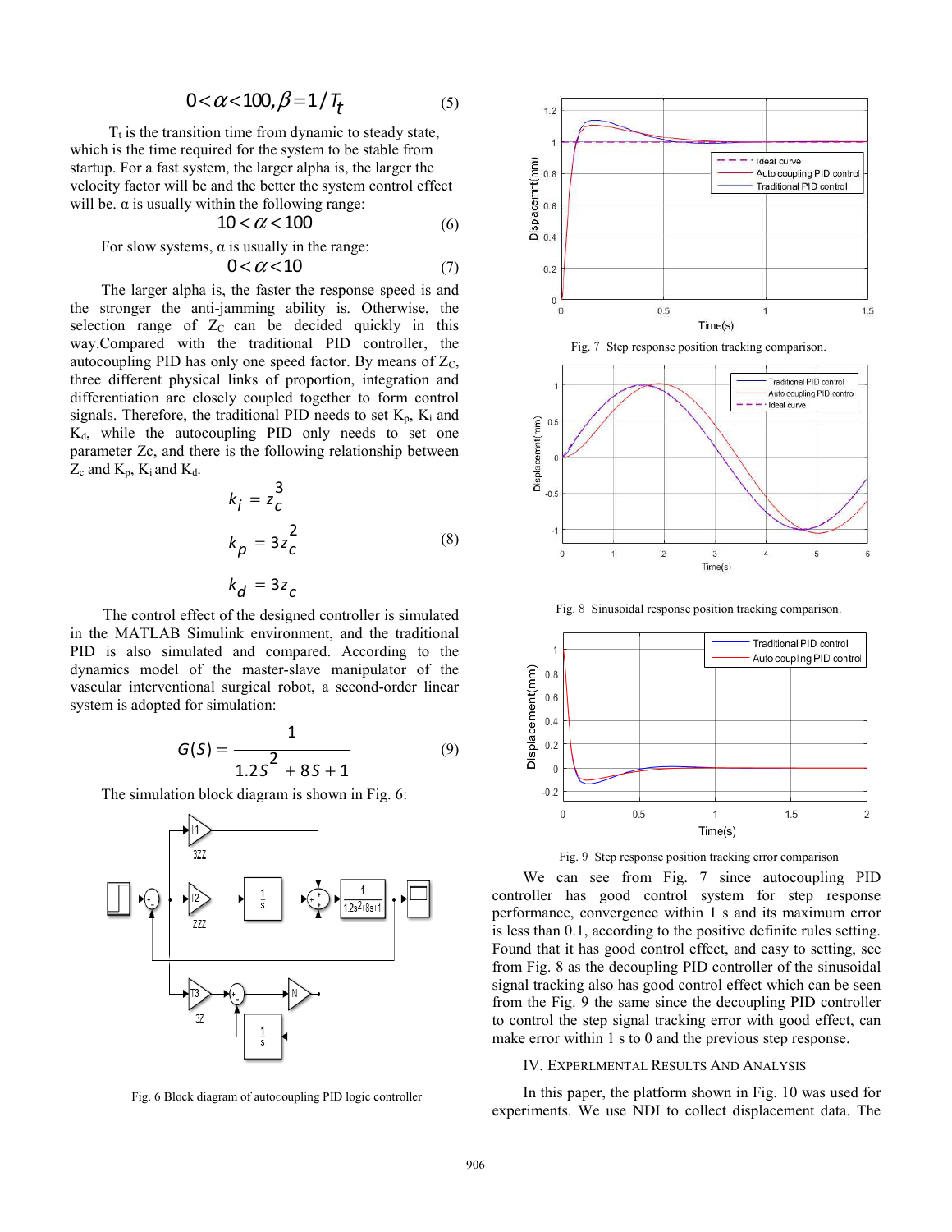$$0 < \alpha < 100, \beta = 1/T_t \tag{5}$$

$T_t$ is the transition time from dynamic to steady state, which is the time required for the system to be stable from startup. For a fast system, the larger alpha is, the larger the velocity factor will be and the better the system control effect will be. α is usually within the following range:

$$10 < \alpha < 100 \tag{6}$$

For slow systems, α is usually in the range:

$$0 < \alpha < 10 \tag{7}$$

The larger alpha is, the faster the response speed is and the stronger the anti-jamming ability is. Otherwise, the selection range of $Z_C$ can be decided quickly in this way.Compared with the traditional PID controller, the autocoupling PID has only one speed factor. By means of $Z_C$, three different physical links of proportion, integration and differentiation are closely coupled together to form control signals. Therefore, the traditional PID needs to set $K_p$, $K_i$ and $K_d$, while the autocoupling PID only needs to set one parameter Zc, and there is the following relationship between $Z_c$ and $K_p$, $K_i$ and $K_d$.

$$\begin{aligned} k_i &= z_c^3 \\ k_p &= 3z_c^2 \\ k_d &= 3z_c \end{aligned} \tag{8}$$

The control effect of the designed controller is simulated in the MATLAB Simulink environment, and the traditional PID is also simulated and compared. According to the dynamics model of the master-slave manipulator of the vascular interventional surgical robot, a second-order linear system is adopted for simulation:

$$G(S) = \frac{1}{1.2S^2 + 8S + 1} \tag{9}$$

The simulation block diagram is shown in Fig. 6:

Fig. 6 Block diagram of autocoupling PID logic controller

Fig. 7 Step response position tracking comparison.

Fig. 8 Sinusoidal response position tracking comparison.

Fig. 9 Step response position tracking error comparison

We can see from Fig. 7 since autocoupling PID controller has good control system for step response performance, convergence within 1 s and its maximum error is less than 0.1, according to the positive definite rules setting. Found that it has good control effect, and easy to setting, see from Fig. 8 as the decoupling PID controller of the sinusoidal signal tracking also has good control effect which can be seen from the Fig. 9 the same since the decoupling PID controller to control the step signal tracking error with good effect, can make error within 1 s to 0 and the previous step response.

## IV. Experlmental Results And Analysis

In this paper, the platform shown in Fig. 10 was used for experiments. We use NDI to collect displacement data. The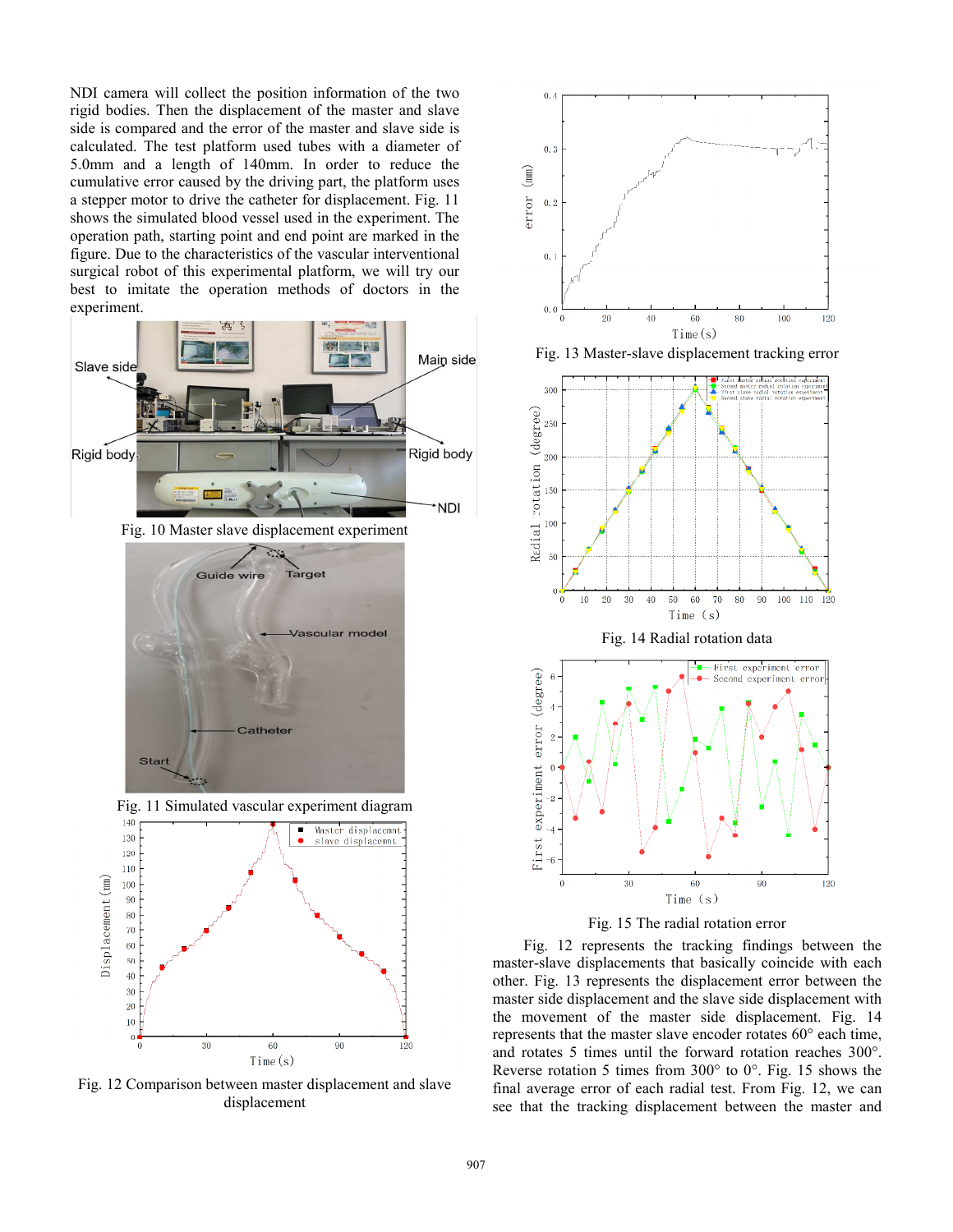NDI camera will collect the position information of the two rigid bodies. Then the displacement of the master and slave side is compared and the error of the master and slave side is calculated. The test platform used tubes with a diameter of 5.0mm and a length of 140mm. In order to reduce the cumulative error caused by the driving part, the platform uses a stepper motor to drive the catheter for displacement. Fig. 11 shows the simulated blood vessel used in the experiment. The operation path, starting point and end point are marked in the figure. Due to the characteristics of the vascular interventional surgical robot of this experimental platform, we will try our best to imitate the operation methods of doctors in the experiment.

Fig. 10 Master slave displacement experiment

Fig. 11 Simulated vascular experiment diagram

Fig. 12 Comparison between master displacement and slave displacement

Fig. 13 Master-slave displacement tracking error

Fig. 14 Radial rotation data

Fig. 15 The radial rotation error

Fig. 12 represents the tracking findings between the master-slave displacements that basically coincide with each other. Fig. 13 represents the displacement error between the master side displacement and the slave side displacement with the movement of the master side displacement. Fig. 14 represents that the master slave encoder rotates 60° each time, and rotates 5 times until the forward rotation reaches 300°. Reverse rotation 5 times from 300° to 0°. Fig. 15 shows the final average error of each radial test. From Fig. 12, we can see that the tracking displacement between the master and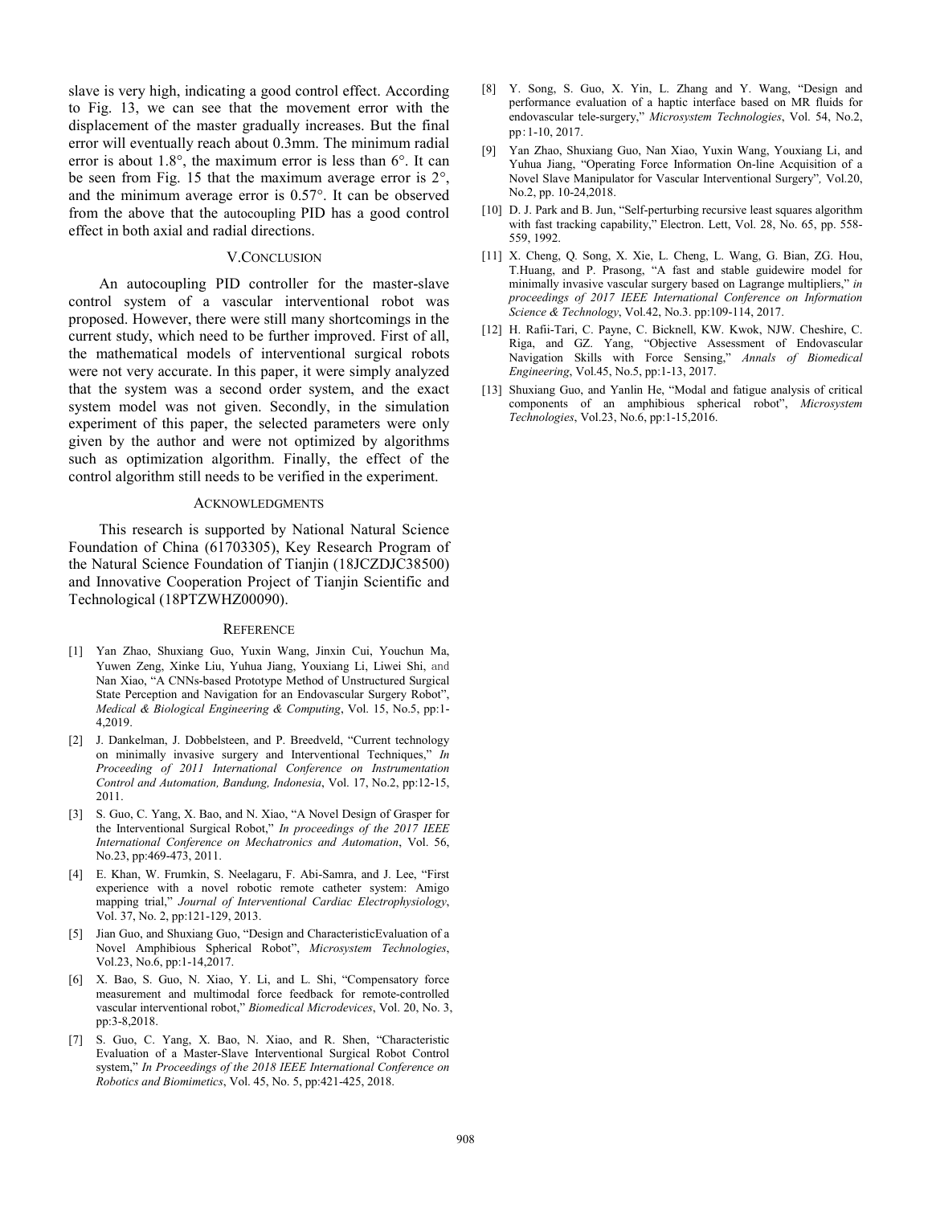slave is very high, indicating a good control effect. According to Fig. 13, we can see that the movement error with the displacement of the master gradually increases. But the final error will eventually reach about 0.3mm. The minimum radial error is about 1.8°, the maximum error is less than 6°. It can be seen from Fig. 15 that the maximum average error is 2°, and the minimum average error is 0.57°. It can be observed from the above that the autocoupling PID has a good control effect in both axial and radial directions.

## V.CONCLUSION

An autocoupling PID controller for the master-slave control system of a vascular interventional robot was proposed. However, there were still many shortcomings in the current study, which need to be further improved. First of all, the mathematical models of interventional surgical robots were not very accurate. In this paper, it were simply analyzed that the system was a second order system, and the exact system model was not given. Secondly, in the simulation experiment of this paper, the selected parameters were only given by the author and were not optimized by algorithms such as optimization algorithm. Finally, the effect of the control algorithm still needs to be verified in the experiment.

## ACKNOWLEDGMENTS

This research is supported by National Natural Science Foundation of China (61703305), Key Research Program of the Natural Science Foundation of Tianjin (18JCZDJC38500) and Innovative Cooperation Project of Tianjin Scientific and Technological (18PTZWHZ00090).

## REFERENCE

[1] Yan Zhao, Shuxiang Guo, Yuxin Wang, Jinxin Cui, Youchun Ma, Yuwen Zeng, Xinke Liu, Yuhua Jiang, Youxiang Li, Liwei Shi, and Nan Xiao, "A CNNs-based Prototype Method of Unstructured Surgical State Perception and Navigation for an Endovascular Surgery Robot", *Medical & Biological Engineering & Computing*, Vol. 15, No.5, pp:1-4,2019.

[2] J. Dankelman, J. Dobbelsteen, and P. Breedveld, "Current technology on minimally invasive surgery and Interventional Techniques," *In Proceeding of 2011 International Conference on Instrumentation Control and Automation, Bandung, Indonesia*, Vol. 17, No.2, pp:12-15, 2011.

[3] S. Guo, C. Yang, X. Bao, and N. Xiao, "A Novel Design of Grasper for the Interventional Surgical Robot," *In proceedings of the 2017 IEEE International Conference on Mechatronics and Automation*, Vol. 56, No.23, pp:469-473, 2011.

[4] E. Khan, W. Frumkin, S. Neelagaru, F. Abi-Samra, and J. Lee, "First experience with a novel robotic remote catheter system: Amigo mapping trial," *Journal of Interventional Cardiac Electrophysiology*, Vol. 37, No. 2, pp:121-129, 2013.

[5] Jian Guo, and Shuxiang Guo, "Design and CharacteristicEvaluation of a Novel Amphibious Spherical Robot", *Microsystem Technologies*, Vol.23, No.6, pp:1-14,2017.

[6] X. Bao, S. Guo, N. Xiao, Y. Li, and L. Shi, "Compensatory force measurement and multimodal force feedback for remote-controlled vascular interventional robot," *Biomedical Microdevices*, Vol. 20, No. 3, pp:3-8,2018.

[7] S. Guo, C. Yang, X. Bao, N. Xiao, and R. Shen, "Characteristic Evaluation of a Master-Slave Interventional Surgical Robot Control system," *In Proceedings of the 2018 IEEE International Conference on Robotics and Biomimetics*, Vol. 45, No. 5, pp:421-425, 2018.

[8] Y. Song, S. Guo, X. Yin, L. Zhang and Y. Wang, "Design and performance evaluation of a haptic interface based on MR fluids for endovascular tele-surgery," *Microsystem Technologies*, Vol. 54, No.2, pp:1-10, 2017.

[9] Yan Zhao, Shuxiang Guo, Nan Xiao, Yuxin Wang, Youxiang Li, and Yuhua Jiang, "Operating Force Information On-line Acquisition of a Novel Slave Manipulator for Vascular Interventional Surgery", Vol.20, No.2, pp. 10-24,2018.

[10] D. J. Park and B. Jun, "Self-perturbing recursive least squares algorithm with fast tracking capability," Electron. Lett, Vol. 28, No. 65, pp. 558-559, 1992.

[11] X. Cheng, Q. Song, X. Xie, L. Cheng, L. Wang, G. Bian, ZG. Hou, T.Huang, and P. Prasong, "A fast and stable guidewire model for minimally invasive vascular surgery based on Lagrange multipliers," *in proceedings of 2017 IEEE International Conference on Information Science & Technology*, Vol.42, No.3. pp:109-114, 2017.

[12] H. Rafii-Tari, C. Payne, C. Bicknell, KW. Kwok, NJW. Cheshire, C. Riga, and GZ. Yang, "Objective Assessment of Endovascular Navigation Skills with Force Sensing," *Annals of Biomedical Engineering*, Vol.45, No.5, pp:1-13, 2017.

[13] Shuxiang Guo, and Yanlin He, "Modal and fatigue analysis of critical components of an amphibious spherical robot", *Microsystem Technologies*, Vol.23, No.6, pp:1-15,2016.